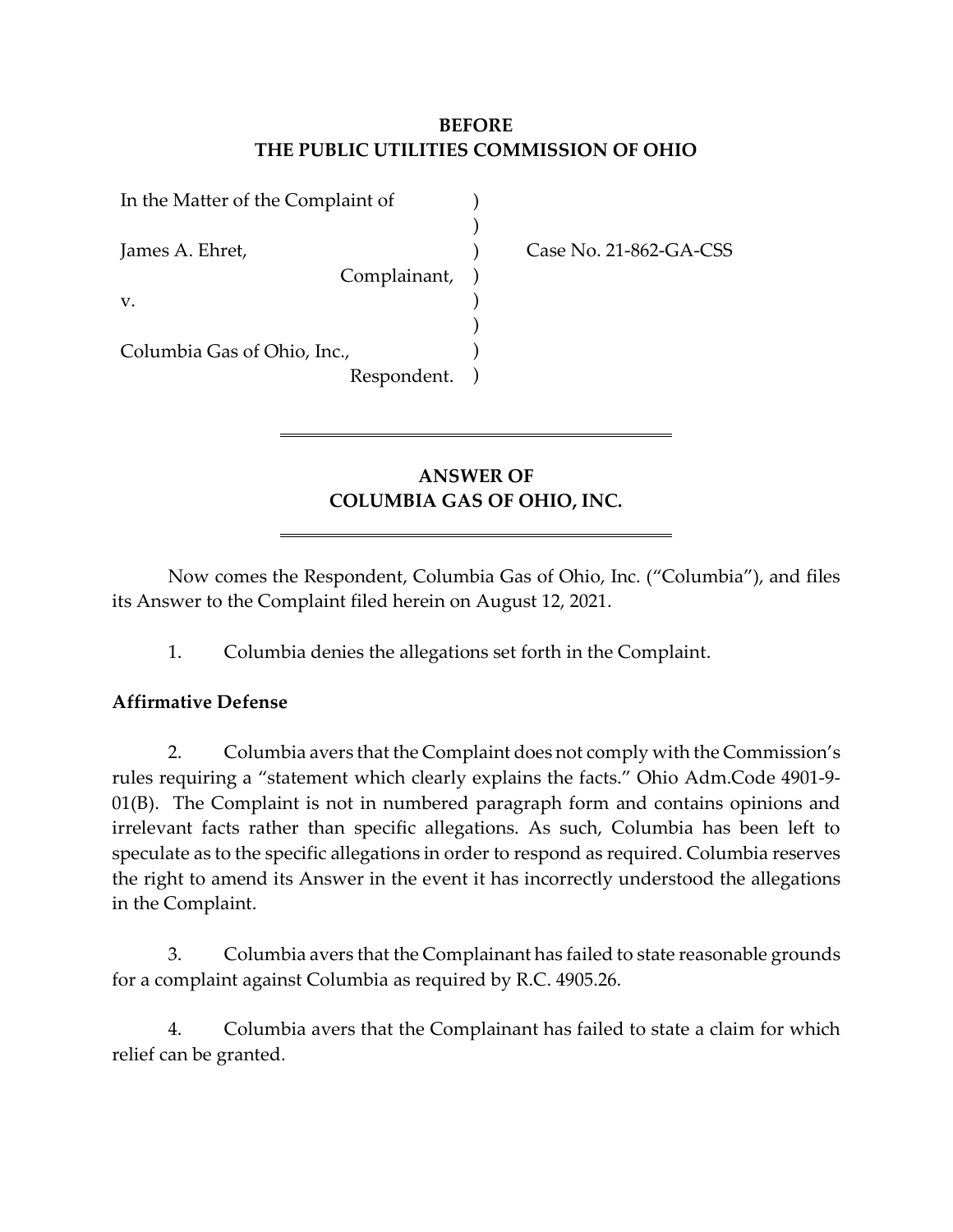**BEFORE**
**THE PUBLIC UTILITIES COMMISSION OF OHIO**

| | | |
|---|---|---|
| In the Matter of the Complaint of | ) | |
| | ) | |
| James A. Ehret, | ) | Case No. 21-862-GA-CSS |
| Complainant, | ) | |
| v. | ) | |
| | ) | |
| Columbia Gas of Ohio, Inc., | ) | |
| Respondent. | ) | |

---

## ANSWER OF COLUMBIA GAS OF OHIO, INC.

---

Now comes the Respondent, Columbia Gas of Ohio, Inc. ("Columbia"), and files its Answer to the Complaint filed herein on August 12, 2021.

1. Columbia denies the allegations set forth in the Complaint.

**Affirmative Defense**

2. Columbia avers that the Complaint does not comply with the Commission's rules requiring a "statement which clearly explains the facts." Ohio Adm.Code 4901-9-01(B). The Complaint is not in numbered paragraph form and contains opinions and irrelevant facts rather than specific allegations. As such, Columbia has been left to speculate as to the specific allegations in order to respond as required. Columbia reserves the right to amend its Answer in the event it has incorrectly understood the allegations in the Complaint.

3. Columbia avers that the Complainant has failed to state reasonable grounds for a complaint against Columbia as required by R.C. 4905.26.

4. Columbia avers that the Complainant has failed to state a claim for which relief can be granted.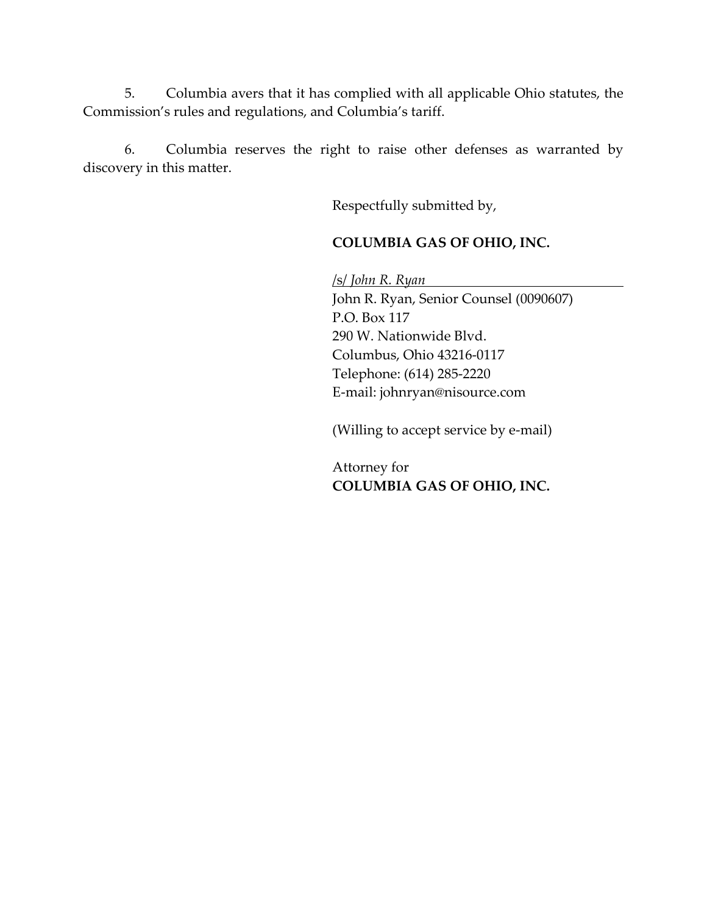5. Columbia avers that it has complied with all applicable Ohio statutes, the Commission's rules and regulations, and Columbia's tariff.

6. Columbia reserves the right to raise other defenses as warranted by discovery in this matter.

Respectfully submitted by,

**COLUMBIA GAS OF OHIO, INC.**

/s/ *John R. Ryan*

John R. Ryan, Senior Counsel (0090607)
P.O. Box 117
290 W. Nationwide Blvd.
Columbus, Ohio 43216-0117
Telephone: (614) 285-2220
E-mail: johnryan@nisource.com

(Willing to accept service by e-mail)

Attorney for
**COLUMBIA GAS OF OHIO, INC.**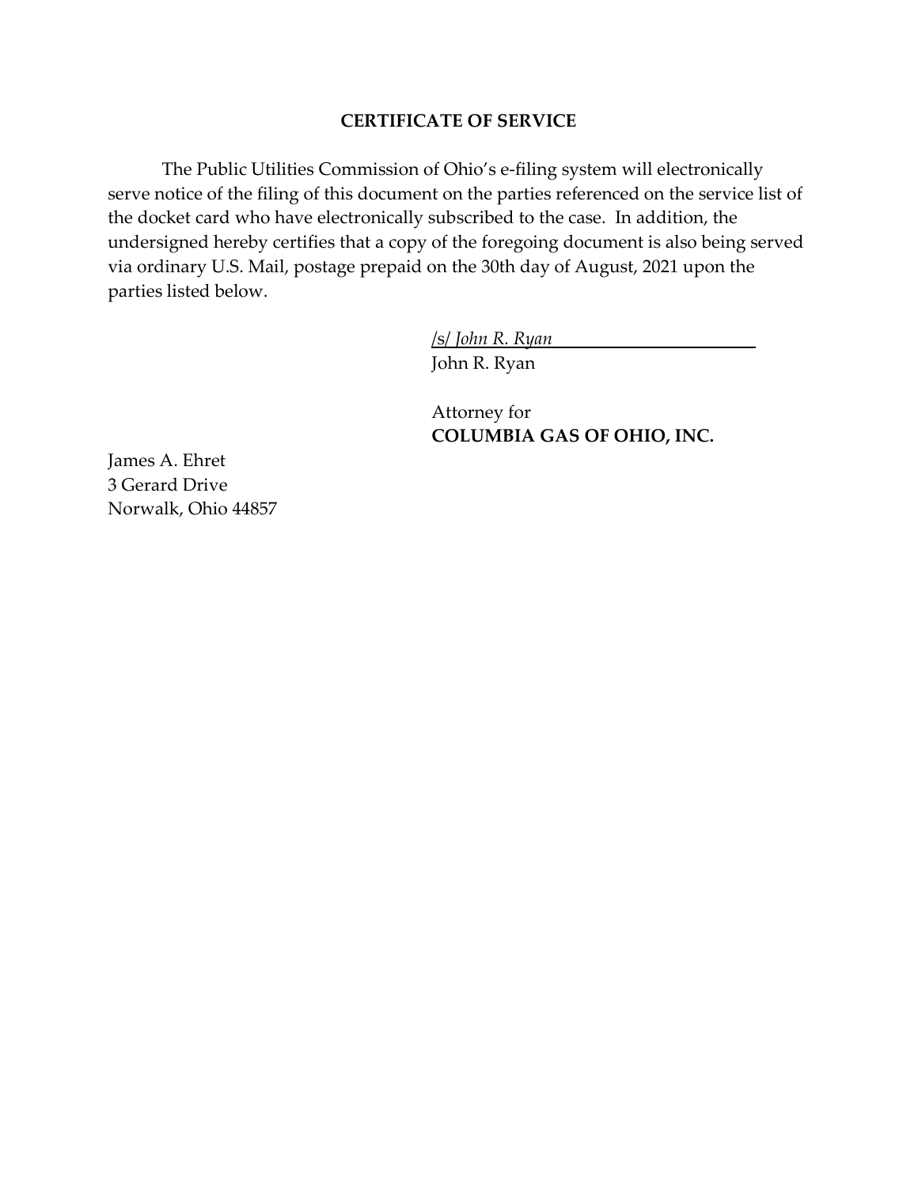## CERTIFICATE OF SERVICE

The Public Utilities Commission of Ohio's e-filing system will electronically serve notice of the filing of this document on the parties referenced on the service list of the docket card who have electronically subscribed to the case. In addition, the undersigned hereby certifies that a copy of the foregoing document is also being served via ordinary U.S. Mail, postage prepaid on the 30th day of August, 2021 upon the parties listed below.

/s/ *John R. Ryan*
John R. Ryan

Attorney for
**COLUMBIA GAS OF OHIO, INC.**

James A. Ehret
3 Gerard Drive
Norwalk, Ohio 44857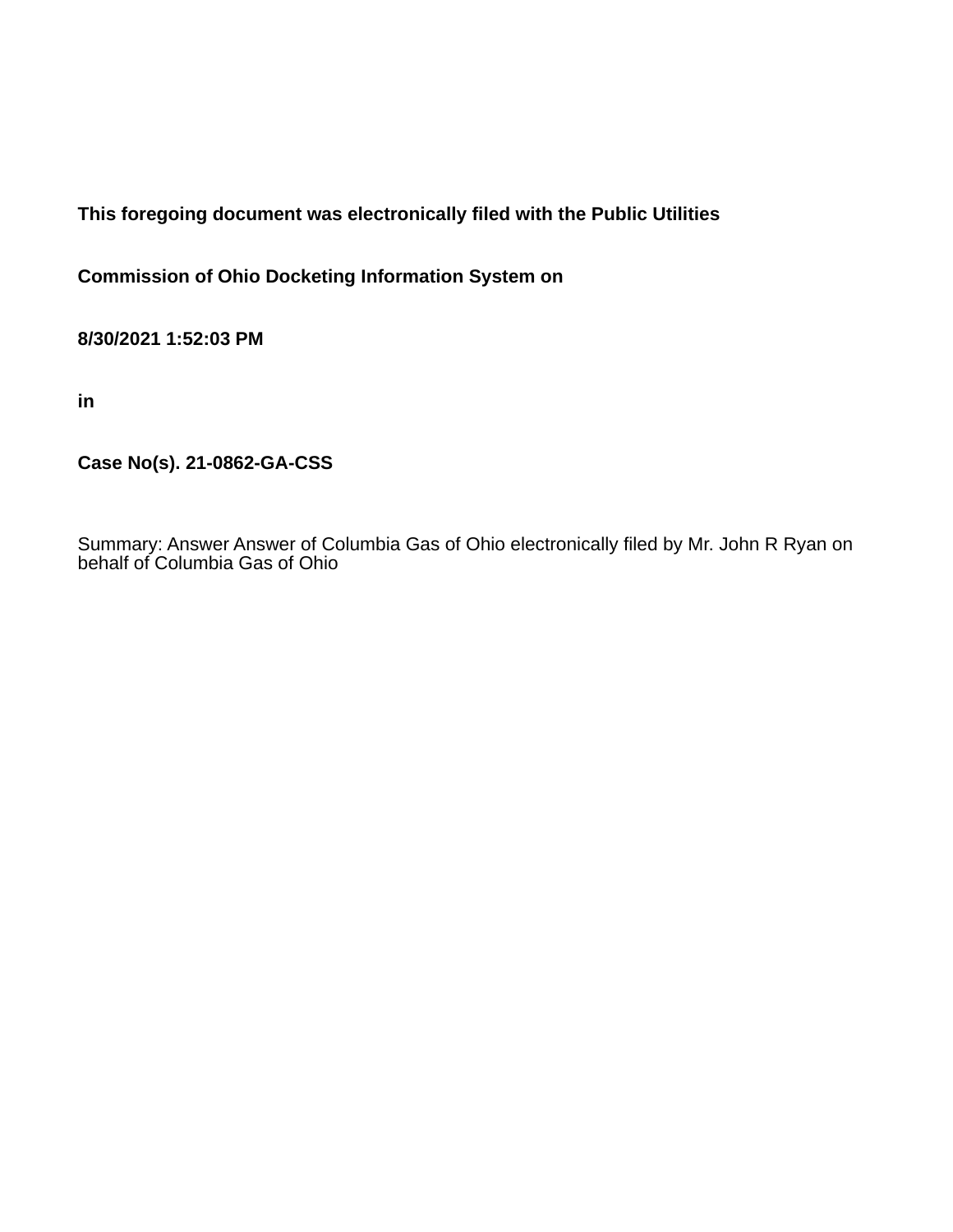**This foregoing document was electronically filed with the Public Utilities**

**Commission of Ohio Docketing Information System on**

**8/30/2021 1:52:03 PM**

**in**

**Case No(s). 21-0862-GA-CSS**

Summary: Answer Answer of Columbia Gas of Ohio electronically filed by Mr. John R Ryan on behalf of Columbia Gas of Ohio